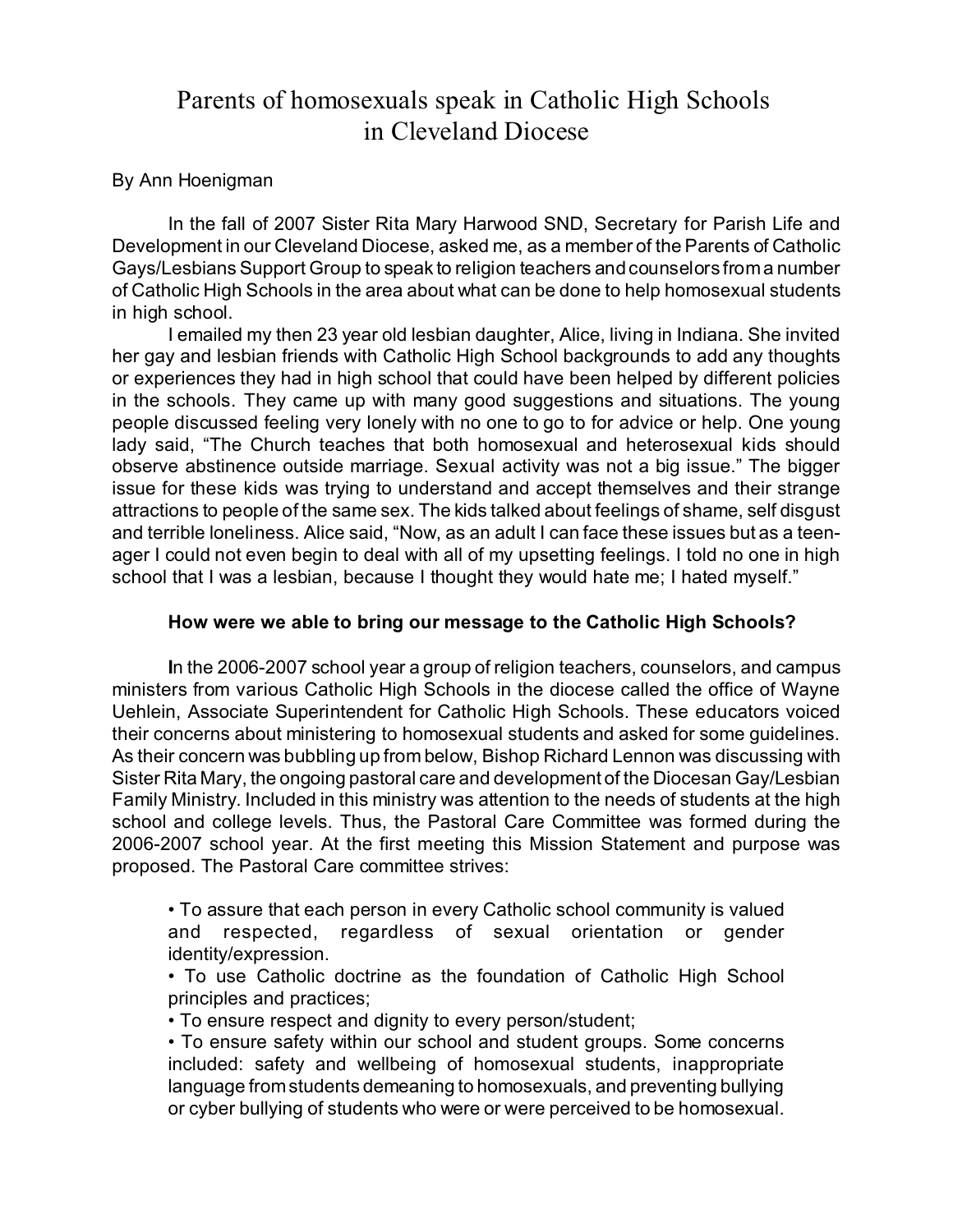# Parents of homosexuals speak in Catholic High Schools in Cleveland Diocese

By Ann Hoenigman

In the fall of 2007 Sister Rita Mary Harwood SND, Secretary for Parish Life and Development in our Cleveland Diocese, asked me, as a member of the Parents of Catholic Gays/Lesbians Support Group to speak to religion teachers and counselors from a number of Catholic High Schools in the area about what can be done to help homosexual students in high school.

I emailed my then 23 year old lesbian daughter, Alice, living in Indiana. She invited her gay and lesbian friends with Catholic High School backgrounds to add any thoughts or experiences they had in high school that could have been helped by different policies in the schools. They came up with many good suggestions and situations. The young people discussed feeling very lonely with no one to go to for advice or help. One young lady said, "The Church teaches that both homosexual and heterosexual kids should observe abstinence outside marriage. Sexual activity was not a big issue." The bigger issue for these kids was trying to understand and accept themselves and their strange attractions to people of the same sex. The kids talked about feelings of shame, self disgust and terrible loneliness. Alice said, "Now, as an adult I can face these issues but as a teen-ager I could not even begin to deal with all of my upsetting feelings. I told no one in high school that I was a lesbian, because I thought they would hate me; I hated myself."

### How were we able to bring our message to the Catholic High Schools?

In the 2006-2007 school year a group of religion teachers, counselors, and campus ministers from various Catholic High Schools in the diocese called the office of Wayne Uehlein, Associate Superintendent for Catholic High Schools. These educators voiced their concerns about ministering to homosexual students and asked for some guidelines. As their concern was bubbling up from below, Bishop Richard Lennon was discussing with Sister Rita Mary, the ongoing pastoral care and development of the Diocesan Gay/Lesbian Family Ministry. Included in this ministry was attention to the needs of students at the high school and college levels. Thus, the Pastoral Care Committee was formed during the 2006-2007 school year. At the first meeting this Mission Statement and purpose was proposed. The Pastoral Care committee strives:

- To assure that each person in every Catholic school community is valued and respected, regardless of sexual orientation or gender identity/expression.
- To use Catholic doctrine as the foundation of Catholic High School principles and practices;
- To ensure respect and dignity to every person/student;
- To ensure safety within our school and student groups. Some concerns included: safety and wellbeing of homosexual students, inappropriate language from students demeaning to homosexuals, and preventing bullying or cyber bullying of students who were or were perceived to be homosexual.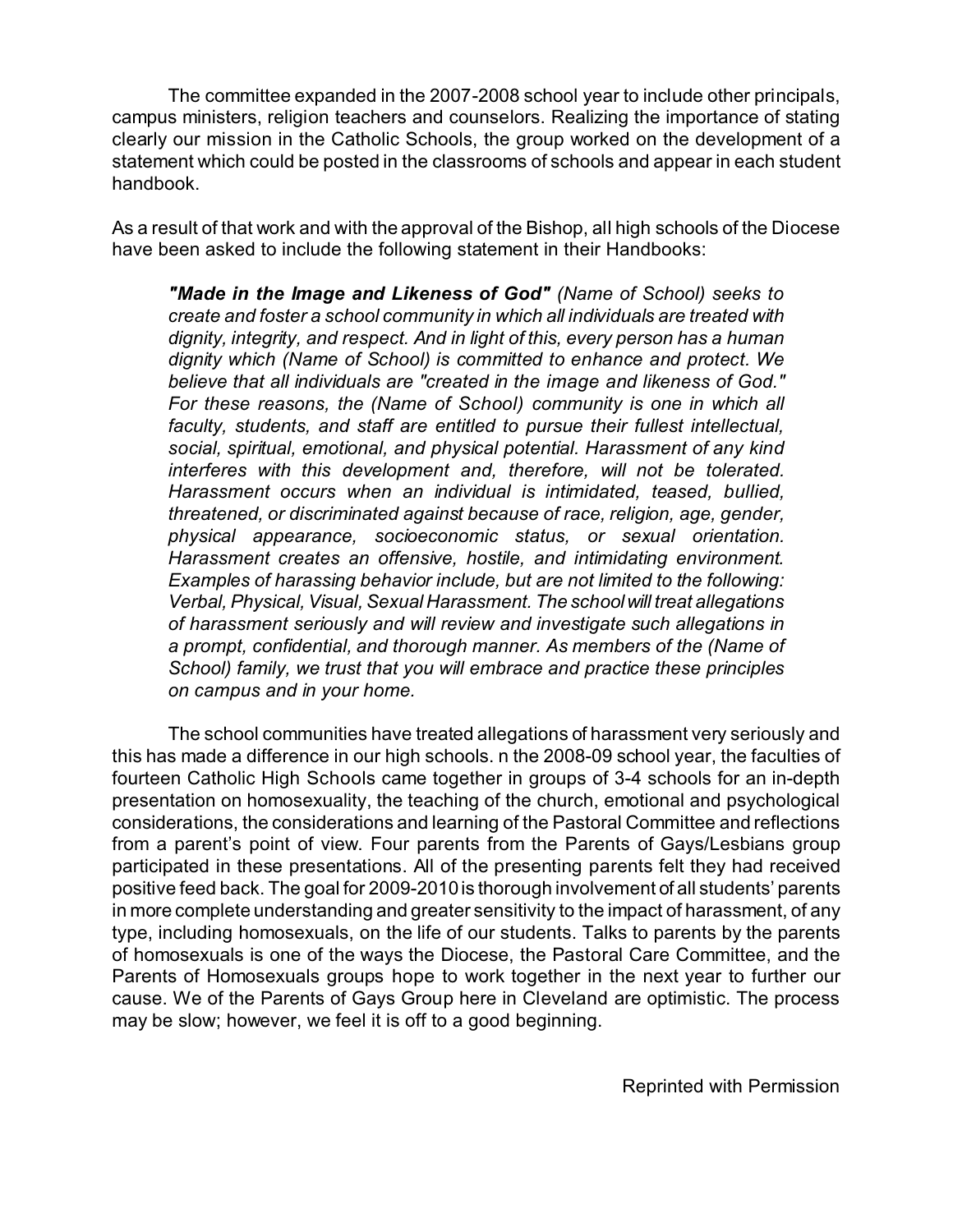The committee expanded in the 2007-2008 school year to include other principals, campus ministers, religion teachers and counselors. Realizing the importance of stating clearly our mission in the Catholic Schools, the group worked on the development of a statement which could be posted in the classrooms of schools and appear in each student handbook.

As a result of that work and with the approval of the Bishop, all high schools of the Diocese have been asked to include the following statement in their Handbooks:

> ***"Made in the Image and Likeness of God"*** *(Name of School) seeks to create and foster a school community in which all individuals are treated with dignity, integrity, and respect. And in light of this, every person has a human dignity which (Name of School) is committed to enhance and protect. We believe that all individuals are "created in the image and likeness of God." For these reasons, the (Name of School) community is one in which all faculty, students, and staff are entitled to pursue their fullest intellectual, social, spiritual, emotional, and physical potential. Harassment of any kind interferes with this development and, therefore, will not be tolerated. Harassment occurs when an individual is intimidated, teased, bullied, threatened, or discriminated against because of race, religion, age, gender, physical appearance, socioeconomic status, or sexual orientation. Harassment creates an offensive, hostile, and intimidating environment. Examples of harassing behavior include, but are not limited to the following: Verbal, Physical, Visual, Sexual Harassment. The school will treat allegations of harassment seriously and will review and investigate such allegations in a prompt, confidential, and thorough manner. As members of the (Name of School) family, we trust that you will embrace and practice these principles on campus and in your home.*

The school communities have treated allegations of harassment very seriously and this has made a difference in our high schools. n the 2008-09 school year, the faculties of fourteen Catholic High Schools came together in groups of 3-4 schools for an in-depth presentation on homosexuality, the teaching of the church, emotional and psychological considerations, the considerations and learning of the Pastoral Committee and reflections from a parent's point of view. Four parents from the Parents of Gays/Lesbians group participated in these presentations. All of the presenting parents felt they had received positive feed back. The goal for 2009-2010 is thorough involvement of all students' parents in more complete understanding and greater sensitivity to the impact of harassment, of any type, including homosexuals, on the life of our students. Talks to parents by the parents of homosexuals is one of the ways the Diocese, the Pastoral Care Committee, and the Parents of Homosexuals groups hope to work together in the next year to further our cause. We of the Parents of Gays Group here in Cleveland are optimistic. The process may be slow; however, we feel it is off to a good beginning.

Reprinted with Permission